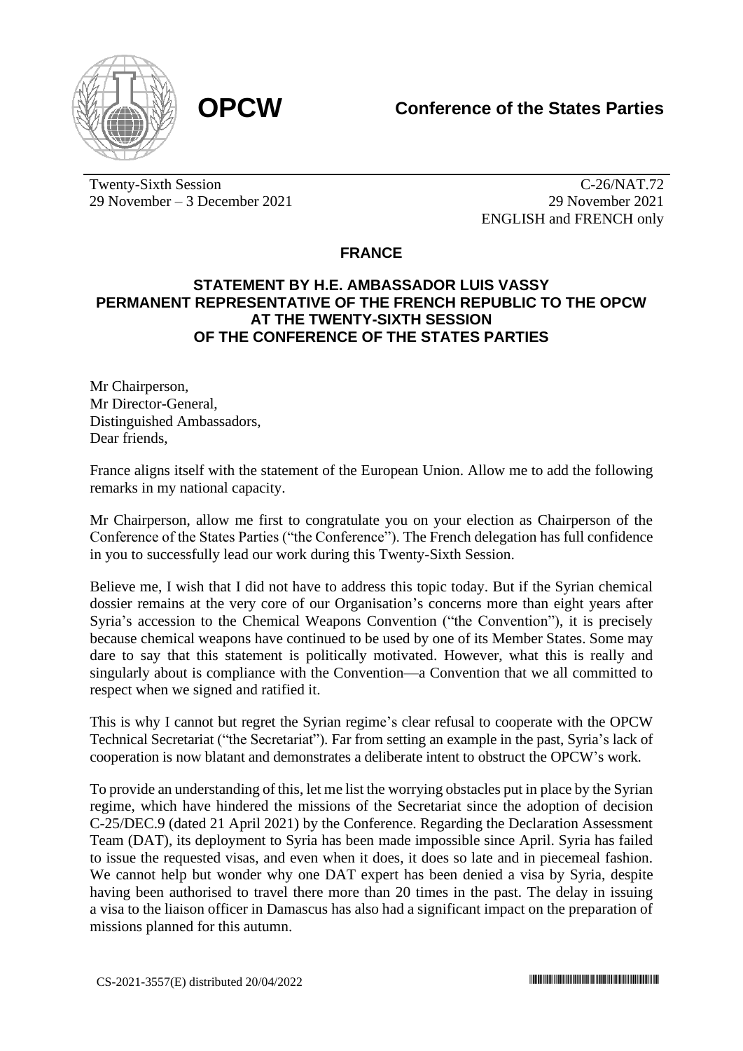**OPCW**

**Conference of the States Parties**

Twenty-Sixth Session
29 November – 3 December 2021

C-26/NAT.72
29 November 2021
ENGLISH and FRENCH only

## FRANCE

### STATEMENT BY H.E. AMBASSADOR LUIS VASSY PERMANENT REPRESENTATIVE OF THE FRENCH REPUBLIC TO THE OPCW AT THE TWENTY-SIXTH SESSION OF THE CONFERENCE OF THE STATES PARTIES

Mr Chairperson,
Mr Director-General,
Distinguished Ambassadors,
Dear friends,

France aligns itself with the statement of the European Union. Allow me to add the following remarks in my national capacity.

Mr Chairperson, allow me first to congratulate you on your election as Chairperson of the Conference of the States Parties ("the Conference"). The French delegation has full confidence in you to successfully lead our work during this Twenty-Sixth Session.

Believe me, I wish that I did not have to address this topic today. But if the Syrian chemical dossier remains at the very core of our Organisation's concerns more than eight years after Syria's accession to the Chemical Weapons Convention ("the Convention"), it is precisely because chemical weapons have continued to be used by one of its Member States. Some may dare to say that this statement is politically motivated. However, what this is really and singularly about is compliance with the Convention—a Convention that we all committed to respect when we signed and ratified it.

This is why I cannot but regret the Syrian regime's clear refusal to cooperate with the OPCW Technical Secretariat ("the Secretariat"). Far from setting an example in the past, Syria's lack of cooperation is now blatant and demonstrates a deliberate intent to obstruct the OPCW's work.

To provide an understanding of this, let me list the worrying obstacles put in place by the Syrian regime, which have hindered the missions of the Secretariat since the adoption of decision C-25/DEC.9 (dated 21 April 2021) by the Conference. Regarding the Declaration Assessment Team (DAT), its deployment to Syria has been made impossible since April. Syria has failed to issue the requested visas, and even when it does, it does so late and in piecemeal fashion. We cannot help but wonder why one DAT expert has been denied a visa by Syria, despite having been authorised to travel there more than 20 times in the past. The delay in issuing a visa to the liaison officer in Damascus has also had a significant impact on the preparation of missions planned for this autumn.

CS-2021-3557(E) distributed 20/04/2022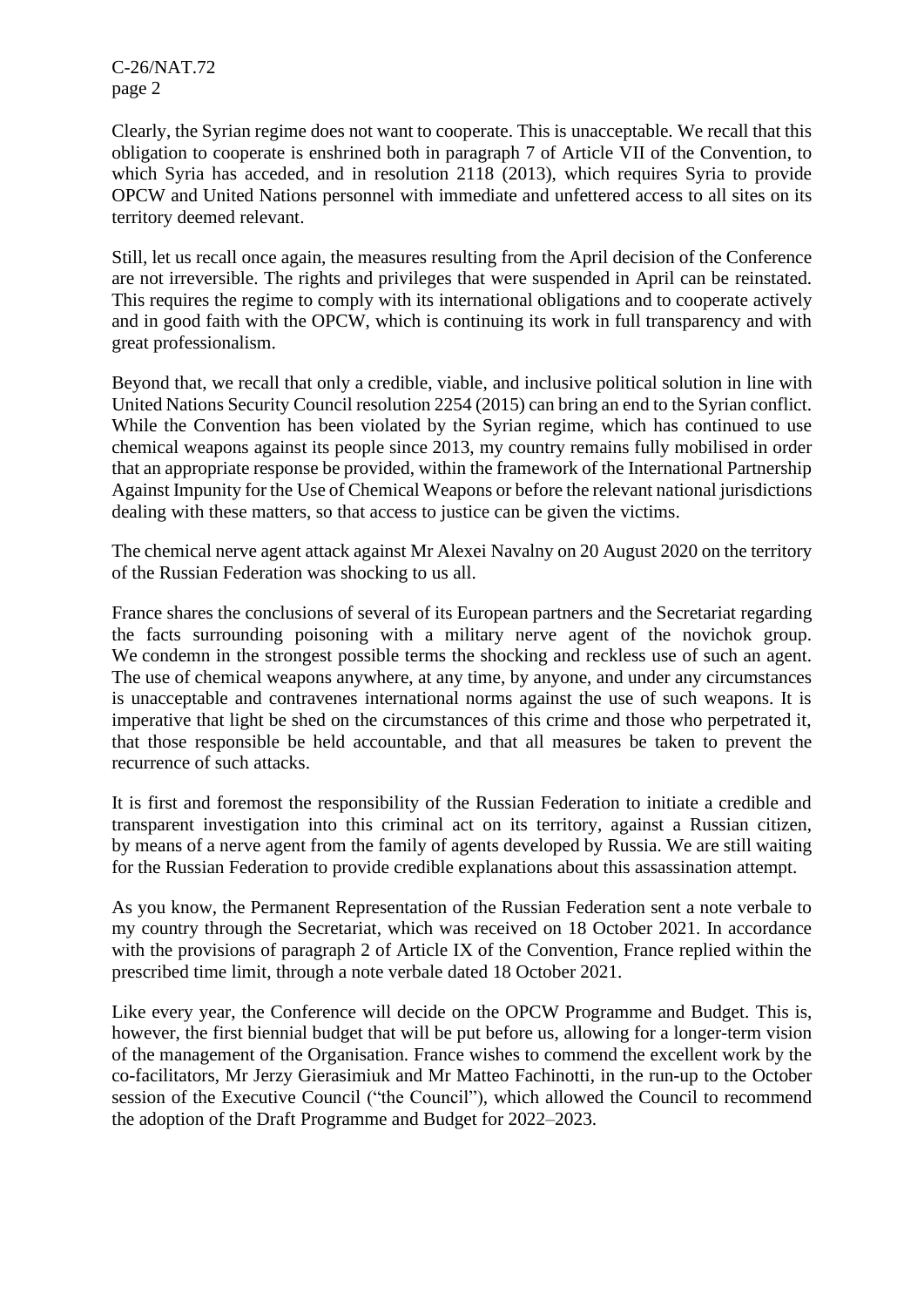Clearly, the Syrian regime does not want to cooperate. This is unacceptable. We recall that this obligation to cooperate is enshrined both in paragraph 7 of Article VII of the Convention, to which Syria has acceded, and in resolution 2118 (2013), which requires Syria to provide OPCW and United Nations personnel with immediate and unfettered access to all sites on its territory deemed relevant.

Still, let us recall once again, the measures resulting from the April decision of the Conference are not irreversible. The rights and privileges that were suspended in April can be reinstated. This requires the regime to comply with its international obligations and to cooperate actively and in good faith with the OPCW, which is continuing its work in full transparency and with great professionalism.

Beyond that, we recall that only a credible, viable, and inclusive political solution in line with United Nations Security Council resolution 2254 (2015) can bring an end to the Syrian conflict. While the Convention has been violated by the Syrian regime, which has continued to use chemical weapons against its people since 2013, my country remains fully mobilised in order that an appropriate response be provided, within the framework of the International Partnership Against Impunity for the Use of Chemical Weapons or before the relevant national jurisdictions dealing with these matters, so that access to justice can be given the victims.

The chemical nerve agent attack against Mr Alexei Navalny on 20 August 2020 on the territory of the Russian Federation was shocking to us all.

France shares the conclusions of several of its European partners and the Secretariat regarding the facts surrounding poisoning with a military nerve agent of the novichok group. We condemn in the strongest possible terms the shocking and reckless use of such an agent. The use of chemical weapons anywhere, at any time, by anyone, and under any circumstances is unacceptable and contravenes international norms against the use of such weapons. It is imperative that light be shed on the circumstances of this crime and those who perpetrated it, that those responsible be held accountable, and that all measures be taken to prevent the recurrence of such attacks.

It is first and foremost the responsibility of the Russian Federation to initiate a credible and transparent investigation into this criminal act on its territory, against a Russian citizen, by means of a nerve agent from the family of agents developed by Russia. We are still waiting for the Russian Federation to provide credible explanations about this assassination attempt.

As you know, the Permanent Representation of the Russian Federation sent a note verbale to my country through the Secretariat, which was received on 18 October 2021. In accordance with the provisions of paragraph 2 of Article IX of the Convention, France replied within the prescribed time limit, through a note verbale dated 18 October 2021.

Like every year, the Conference will decide on the OPCW Programme and Budget. This is, however, the first biennial budget that will be put before us, allowing for a longer-term vision of the management of the Organisation. France wishes to commend the excellent work by the co-facilitators, Mr Jerzy Gierasimiuk and Mr Matteo Fachinotti, in the run-up to the October session of the Executive Council ("the Council"), which allowed the Council to recommend the adoption of the Draft Programme and Budget for 2022–2023.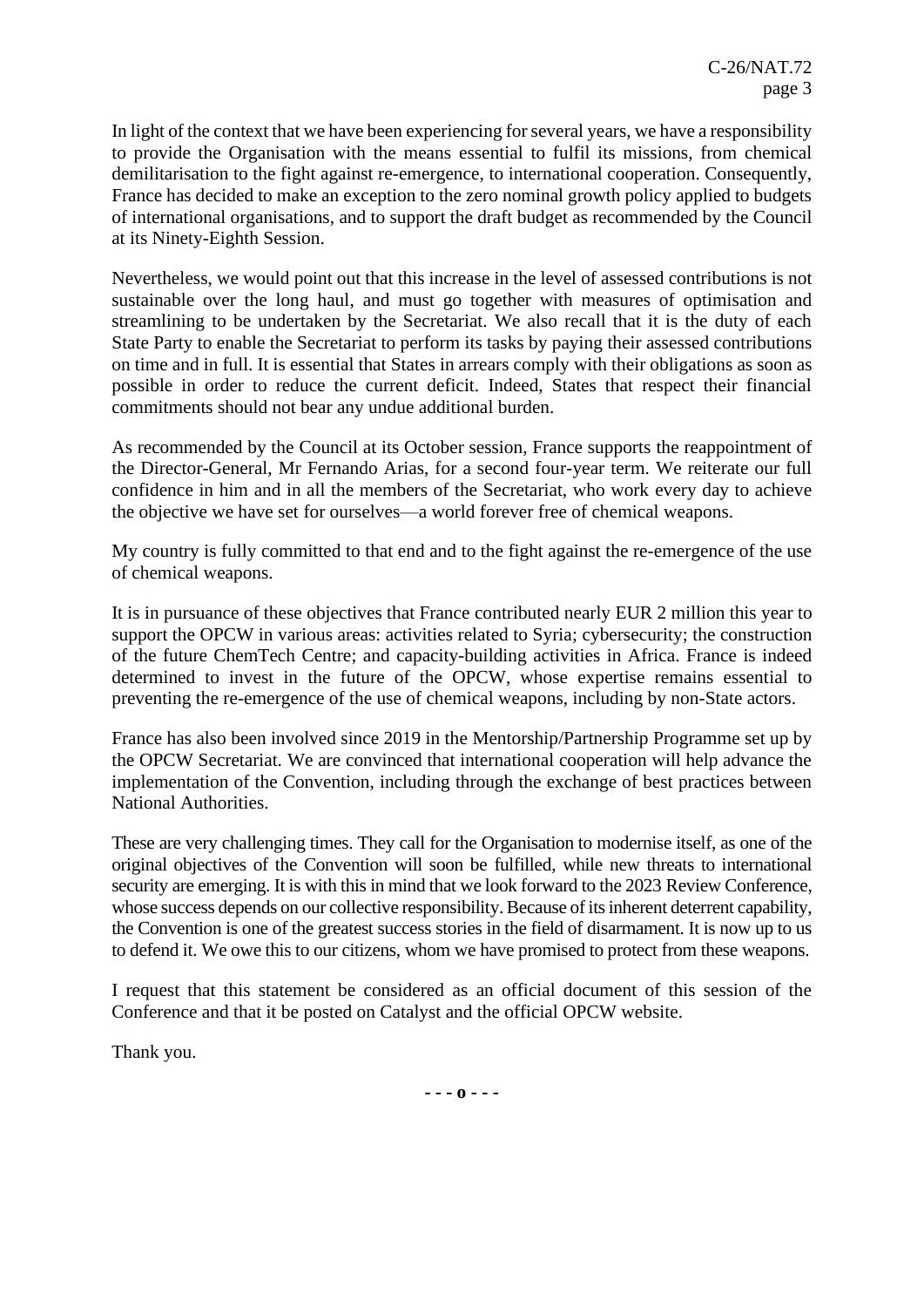In light of the context that we have been experiencing for several years, we have a responsibility to provide the Organisation with the means essential to fulfil its missions, from chemical demilitarisation to the fight against re-emergence, to international cooperation. Consequently, France has decided to make an exception to the zero nominal growth policy applied to budgets of international organisations, and to support the draft budget as recommended by the Council at its Ninety-Eighth Session.

Nevertheless, we would point out that this increase in the level of assessed contributions is not sustainable over the long haul, and must go together with measures of optimisation and streamlining to be undertaken by the Secretariat. We also recall that it is the duty of each State Party to enable the Secretariat to perform its tasks by paying their assessed contributions on time and in full. It is essential that States in arrears comply with their obligations as soon as possible in order to reduce the current deficit. Indeed, States that respect their financial commitments should not bear any undue additional burden.

As recommended by the Council at its October session, France supports the reappointment of the Director-General, Mr Fernando Arias, for a second four-year term. We reiterate our full confidence in him and in all the members of the Secretariat, who work every day to achieve the objective we have set for ourselves—a world forever free of chemical weapons.

My country is fully committed to that end and to the fight against the re-emergence of the use of chemical weapons.

It is in pursuance of these objectives that France contributed nearly EUR 2 million this year to support the OPCW in various areas: activities related to Syria; cybersecurity; the construction of the future ChemTech Centre; and capacity-building activities in Africa. France is indeed determined to invest in the future of the OPCW, whose expertise remains essential to preventing the re-emergence of the use of chemical weapons, including by non-State actors.

France has also been involved since 2019 in the Mentorship/Partnership Programme set up by the OPCW Secretariat. We are convinced that international cooperation will help advance the implementation of the Convention, including through the exchange of best practices between National Authorities.

These are very challenging times. They call for the Organisation to modernise itself, as one of the original objectives of the Convention will soon be fulfilled, while new threats to international security are emerging. It is with this in mind that we look forward to the 2023 Review Conference, whose success depends on our collective responsibility. Because of its inherent deterrent capability, the Convention is one of the greatest success stories in the field of disarmament. It is now up to us to defend it. We owe this to our citizens, whom we have promised to protect from these weapons.

I request that this statement be considered as an official document of this session of the Conference and that it be posted on Catalyst and the official OPCW website.

Thank you.

**- - - o - - -**